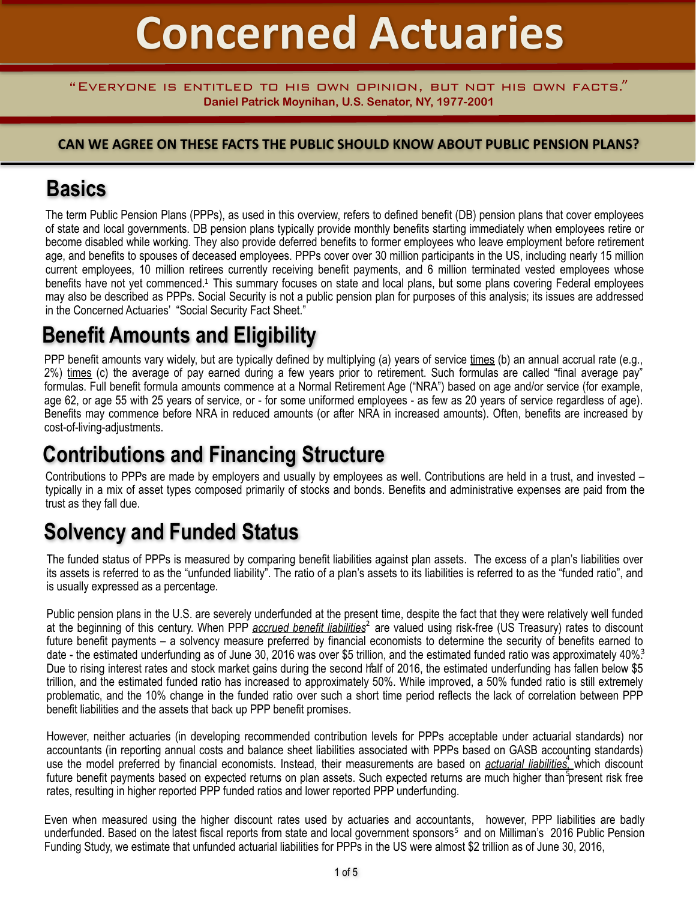# Concerned Actuaries

"Everyone is entitled to his own opinion, but not his own facts."
**Daniel Patrick Moynihan, U.S. Senator, NY, 1977-2001**

**CAN WE AGREE ON THESE FACTS THE PUBLIC SHOULD KNOW ABOUT PUBLIC PENSION PLANS?**

## Basics

The term Public Pension Plans (PPPs), as used in this overview, refers to defined benefit (DB) pension plans that cover employees of state and local governments. DB pension plans typically provide monthly benefits starting immediately when employees retire or become disabled while working. They also provide deferred benefits to former employees who leave employment before retirement age, and benefits to spouses of deceased employees. PPPs cover over 30 million participants in the US, including nearly 15 million current employees, 10 million retirees currently receiving benefit payments, and 6 million terminated vested employees whose benefits have not yet commenced.[1] This summary focuses on state and local plans, but some plans covering Federal employees may also be described as PPPs. Social Security is not a public pension plan for purposes of this analysis; its issues are addressed in the Concerned Actuaries' "Social Security Fact Sheet."

## Benefit Amounts and Eligibility

PPP benefit amounts vary widely, but are typically defined by multiplying (a) years of service <u>times</u> (b) an annual accrual rate (e.g., 2%) <u>times</u> (c) the average of pay earned during a few years prior to retirement. Such formulas are called "final average pay" formulas. Full benefit formula amounts commence at a Normal Retirement Age ("NRA") based on age and/or service (for example, age 62, or age 55 with 25 years of service, or - for some uniformed employees - as few as 20 years of service regardless of age). Benefits may commence before NRA in reduced amounts (or after NRA in increased amounts). Often, benefits are increased by cost-of-living-adjustments.

## Contributions and Financing Structure

Contributions to PPPs are made by employers and usually by employees as well. Contributions are held in a trust, and invested – typically in a mix of asset types composed primarily of stocks and bonds. Benefits and administrative expenses are paid from the trust as they fall due.

## Solvency and Funded Status

The funded status of PPPs is measured by comparing benefit liabilities against plan assets. The excess of a plan's liabilities over its assets is referred to as the "unfunded liability". The ratio of a plan's assets to its liabilities is referred to as the "funded ratio", and is usually expressed as a percentage.

Public pension plans in the U.S. are severely underfunded at the present time, despite the fact that they were relatively well funded at the beginning of this century. When PPP <u>*accrued benefit liabilities*</u>[2] are valued using risk-free (US Treasury) rates to discount future benefit payments – a solvency measure preferred by financial economists to determine the security of benefits earned to date - the estimated underfunding as of June 30, 2016 was over $5 trillion, and the estimated funded ratio was approximately 40%.[3] Due to rising interest rates and stock market gains during the second half of 2016, the estimated underfunding has fallen below $5 trillion, and the estimated funded ratio has increased to approximately 50%. While improved, a 50% funded ratio is still extremely problematic, and the 10% change in the funded ratio over such a short time period reflects the lack of correlation between PPP benefit liabilities and the assets that back up PPP benefit promises.

However, neither actuaries (in developing recommended contribution levels for PPPs acceptable under actuarial standards) nor accountants (in reporting annual costs and balance sheet liabilities associated with PPPs based on GASB accounting standards) use the model preferred by financial economists. Instead, their measurements are based on <u>*actuarial liabilities,*</u>[4] which discount future benefit payments based on expected returns on plan assets. Such expected returns are much higher than present risk free rates, resulting in higher reported PPP funded ratios and lower reported PPP underfunding.

Even when measured using the higher discount rates used by actuaries and accountants, however, PPP liabilities are badly underfunded. Based on the latest fiscal reports from state and local government sponsors[5] and on Milliman's 2016 Public Pension Funding Study, we estimate that unfunded actuarial liabilities for PPPs in the US were almost $2 trillion as of June 30, 2016,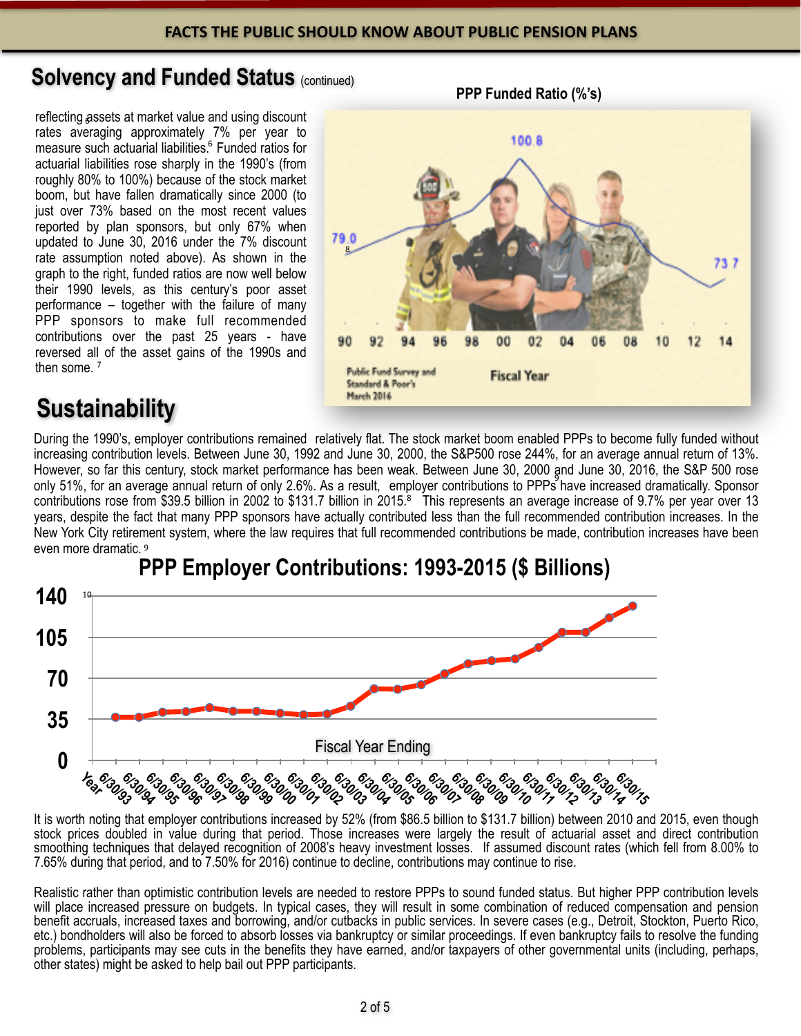## Solvency and Funded Status (continued)

reflecting assets at market value and using discount rates averaging approximately 7% per year to measure such actuarial liabilities.[6] Funded ratios for actuarial liabilities rose sharply in the 1990's (from roughly 80% to 100%) because of the stock market boom, but have fallen dramatically since 2000 (to just over 73% based on the most recent values reported by plan sponsors, but only 67% when updated to June 30, 2016 under the 7% discount rate assumption noted above). As shown in the graph to the right, funded ratios are now well below their 1990 levels, as this century's poor asset performance – together with the failure of many PPP sponsors to make full recommended contributions over the past 25 years - have reversed all of the asset gains of the 1990s and then some. [7]

**PPP Funded Ratio (%'s)**

79.0[8] — 100.8 — 73.7

90 92 94 96 98 00 02 04 06 08 10 12 14

Fiscal Year

Public Fund Survey and Standard & Poor's March 2016

## Sustainability

During the 1990's, employer contributions remained relatively flat. The stock market boom enabled PPPs to become fully funded without increasing contribution levels. Between June 30, 1992 and June 30, 2000, the S&P500 rose 244%, for an average annual return of 13%. However, so far this century, stock market performance has been weak. Between June 30, 2000 and June 30, 2016, the S&P 500 rose only 51%, for an average annual return of only 2.6%. As a result, employer contributions to PPPs have increased dramatically. Sponsor contributions rose from \$39.5 billion in 2002 to \$131.7 billion in 2015.[8] This represents an average increase of 9.7% per year over 13 years, despite the fact that many PPP sponsors have actually contributed less than the full recommended contribution increases. In the New York City retirement system, where the law requires that full recommended contributions be made, contribution increases have been even more dramatic. [9]

**PPP Employer Contributions: 1993-2015 (\$ Billions)**[10]

Fiscal Year Ending

Year 6/30/93 6/30/94 6/30/95 6/30/96 6/30/97 6/30/98 6/30/99 6/30/00 6/30/01 6/30/02 6/30/03 6/30/04 6/30/05 6/30/06 6/30/07 6/30/08 6/30/09 6/30/10 6/30/11 6/30/12 6/30/13 6/30/14 6/30/15

It is worth noting that employer contributions increased by 52% (from \$86.5 billion to \$131.7 billion) between 2010 and 2015, even though stock prices doubled in value during that period. Those increases were largely the result of actuarial asset and direct contribution smoothing techniques that delayed recognition of 2008's heavy investment losses. If assumed discount rates (which fell from 8.00% to 7.65% during that period, and to 7.50% for 2016) continue to decline, contributions may continue to rise.

Realistic rather than optimistic contribution levels are needed to restore PPPs to sound funded status. But higher PPP contribution levels will place increased pressure on budgets. In typical cases, they will result in some combination of reduced compensation and pension benefit accruals, increased taxes and borrowing, and/or cutbacks in public services. In severe cases (e.g., Detroit, Stockton, Puerto Rico, etc.) bondholders will also be forced to absorb losses via bankruptcy or similar proceedings. If even bankruptcy fails to resolve the funding problems, participants may see cuts in the benefits they have earned, and/or taxpayers of other governmental units (including, perhaps, other states) might be asked to help bail out PPP participants.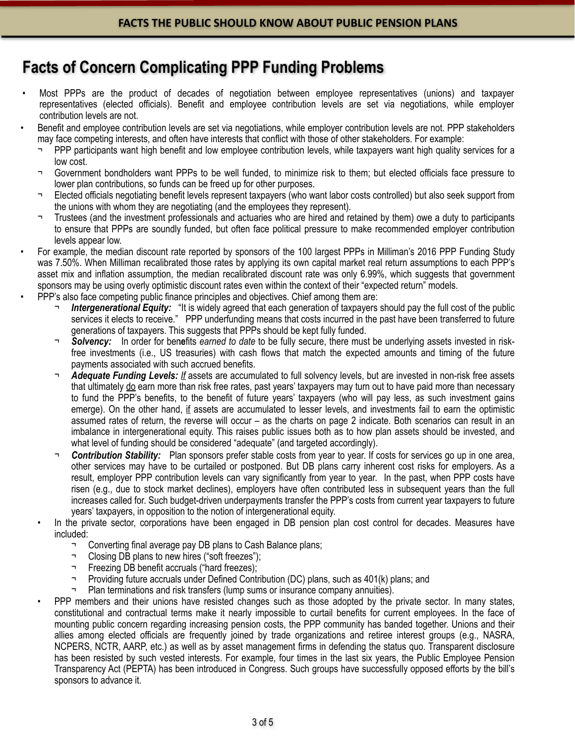## Facts of Concern Complicating PPP Funding Problems

- Most PPPs are the product of decades of negotiation between employee representatives (unions) and taxpayer representatives (elected officials). Benefit and employee contribution levels are set via negotiations, while employer contribution levels are not.
- Benefit and employee contribution levels are set via negotiations, while employer contribution levels are not. PPP stakeholders may face competing interests, and often have interests that conflict with those of other stakeholders. For example:
  - PPP participants want high benefit and low employee contribution levels, while taxpayers want high quality services for a low cost.
  - Government bondholders want PPPs to be well funded, to minimize risk to them; but elected officials face pressure to lower plan contributions, so funds can be freed up for other purposes.
  - Elected officials negotiating benefit levels represent taxpayers (who want labor costs controlled) but also seek support from the unions with whom they are negotiating (and the employees they represent).
  - Trustees (and the investment professionals and actuaries who are hired and retained by them) owe a duty to participants to ensure that PPPs are soundly funded, but often face political pressure to make recommended employer contribution levels appear low.
- For example, the median discount rate reported by sponsors of the 100 largest PPPs in Milliman's 2016 PPP Funding Study was 7.50%. When Milliman recalibrated those rates by applying its own capital market real return assumptions to each PPP's asset mix and inflation assumption, the median recalibrated discount rate was only 6.99%, which suggests that government sponsors may be using overly optimistic discount rates even within the context of their "expected return" models.
- PPP's also face competing public finance principles and objectives. Chief among them are:
  - ***Intergenerational Equity:*** "It is widely agreed that each generation of taxpayers should pay the full cost of the public services it elects to receive." PPP underfunding means that costs incurred in the past have been transferred to future generations of taxpayers. This suggests that PPPs should be kept fully funded.
  - ***Solvency:*** In order for benefits *earned to date* to be fully secure, there must be underlying assets invested in risk-free investments (i.e., US treasuries) with cash flows that match the expected amounts and timing of the future payments associated with such accrued benefits.
  - ***Adequate Funding Levels:*** *If* assets are accumulated to full solvency levels, but are invested in non-risk free assets that ultimately do earn more than risk free rates, past years' taxpayers may turn out to have paid more than necessary to fund the PPP's benefits, to the benefit of future years' taxpayers (who will pay less, as such investment gains emerge). On the other hand, if assets are accumulated to lesser levels, and investments fail to earn the optimistic assumed rates of return, the reverse will occur – as the charts on page 2 indicate. Both scenarios can result in an imbalance in intergenerational equity. This raises public issues both as to how plan assets should be invested, and what level of funding should be considered "adequate" (and targeted accordingly).
  - ***Contribution Stability:*** Plan sponsors prefer stable costs from year to year. If costs for services go up in one area, other services may have to be curtailed or postponed. But DB plans carry inherent cost risks for employers. As a result, employer PPP contribution levels can vary significantly from year to year. In the past, when PPP costs have risen (e.g., due to stock market declines), employers have often contributed less in subsequent years than the full increases called for. Such budget-driven underpayments transfer the PPP's costs from current year taxpayers to future years' taxpayers, in opposition to the notion of intergenerational equity.
  - In the private sector, corporations have been engaged in DB pension plan cost control for decades. Measures have included:
    - Converting final average pay DB plans to Cash Balance plans;
    - Closing DB plans to new hires ("soft freezes");
    - Freezing DB benefit accruals ("hard freezes);
    - Providing future accruals under Defined Contribution (DC) plans, such as 401(k) plans; and
    - Plan terminations and risk transfers (lump sums or insurance company annuities).
  - PPP members and their unions have resisted changes such as those adopted by the private sector. In many states, constitutional and contractual terms make it nearly impossible to curtail benefits for current employees. In the face of mounting public concern regarding increasing pension costs, the PPP community has banded together. Unions and their allies among elected officials are frequently joined by trade organizations and retiree interest groups (e.g., NASRA, NCPERS, NCTR, AARP, etc.) as well as by asset management firms in defending the status quo. Transparent disclosure has been resisted by such vested interests. For example, four times in the last six years, the Public Employee Pension Transparency Act (PEPTA) has been introduced in Congress. Such groups have successfully opposed efforts by the bill's sponsors to advance it.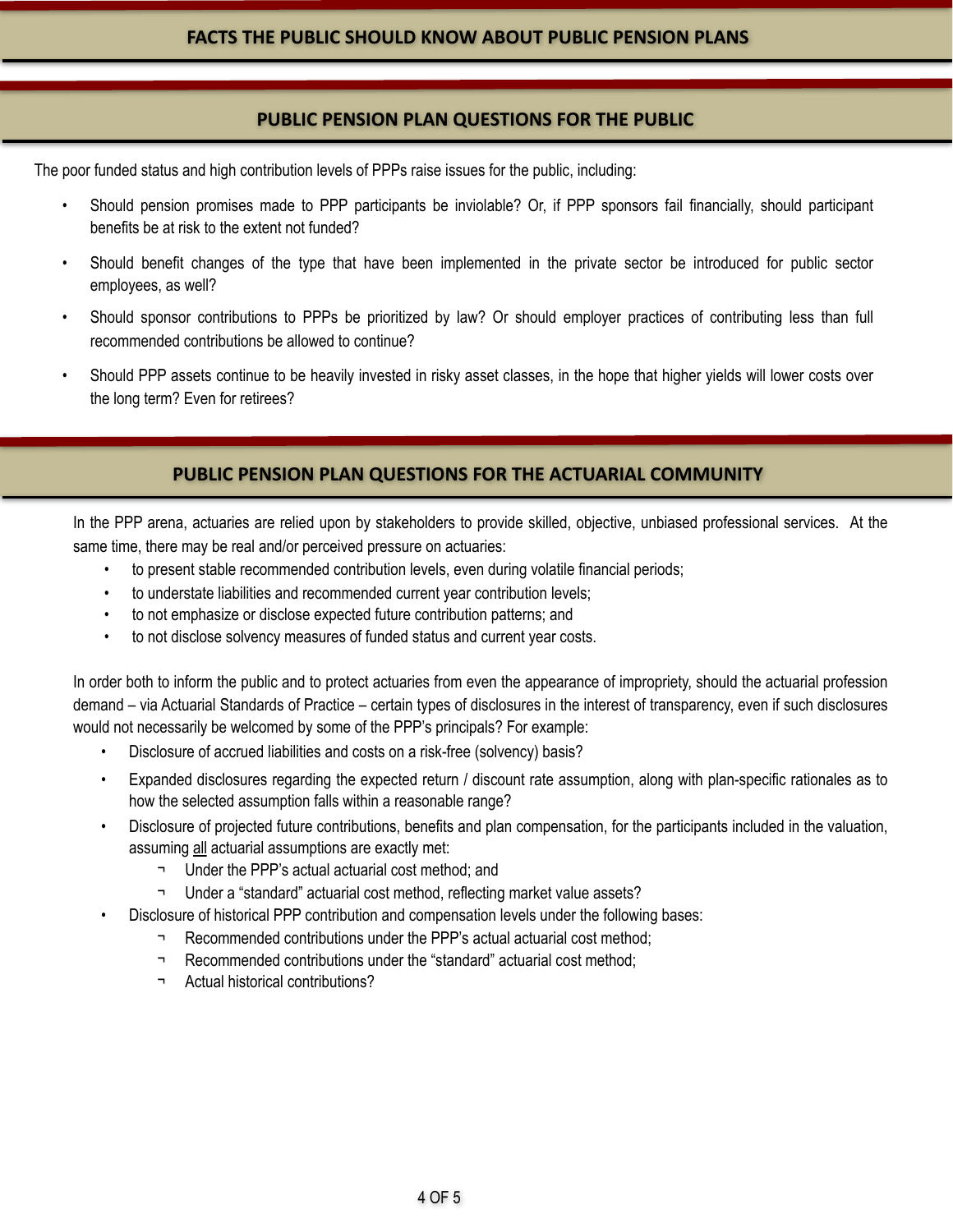## FACTS THE PUBLIC SHOULD KNOW ABOUT PUBLIC PENSION PLANS

## PUBLIC PENSION PLAN QUESTIONS FOR THE PUBLIC

The poor funded status and high contribution levels of PPPs raise issues for the public, including:

- Should pension promises made to PPP participants be inviolable? Or, if PPP sponsors fail financially, should participant benefits be at risk to the extent not funded?
- Should benefit changes of the type that have been implemented in the private sector be introduced for public sector employees, as well?
- Should sponsor contributions to PPPs be prioritized by law? Or should employer practices of contributing less than full recommended contributions be allowed to continue?
- Should PPP assets continue to be heavily invested in risky asset classes, in the hope that higher yields will lower costs over the long term? Even for retirees?

## PUBLIC PENSION PLAN QUESTIONS FOR THE ACTUARIAL COMMUNITY

In the PPP arena, actuaries are relied upon by stakeholders to provide skilled, objective, unbiased professional services. At the same time, there may be real and/or perceived pressure on actuaries:

- to present stable recommended contribution levels, even during volatile financial periods;
- to understate liabilities and recommended current year contribution levels;
- to not emphasize or disclose expected future contribution patterns; and
- to not disclose solvency measures of funded status and current year costs.

In order both to inform the public and to protect actuaries from even the appearance of impropriety, should the actuarial profession demand – via Actuarial Standards of Practice – certain types of disclosures in the interest of transparency, even if such disclosures would not necessarily be welcomed by some of the PPP's principals? For example:

- Disclosure of accrued liabilities and costs on a risk-free (solvency) basis?
- Expanded disclosures regarding the expected return / discount rate assumption, along with plan-specific rationales as to how the selected assumption falls within a reasonable range?
- Disclosure of projected future contributions, benefits and plan compensation, for the participants included in the valuation, assuming <u>all</u> actuarial assumptions are exactly met:
  - Under the PPP's actual actuarial cost method; and
  - Under a "standard" actuarial cost method, reflecting market value assets?
- Disclosure of historical PPP contribution and compensation levels under the following bases:
  - Recommended contributions under the PPP's actual actuarial cost method;
  - Recommended contributions under the "standard" actuarial cost method;
  - Actual historical contributions?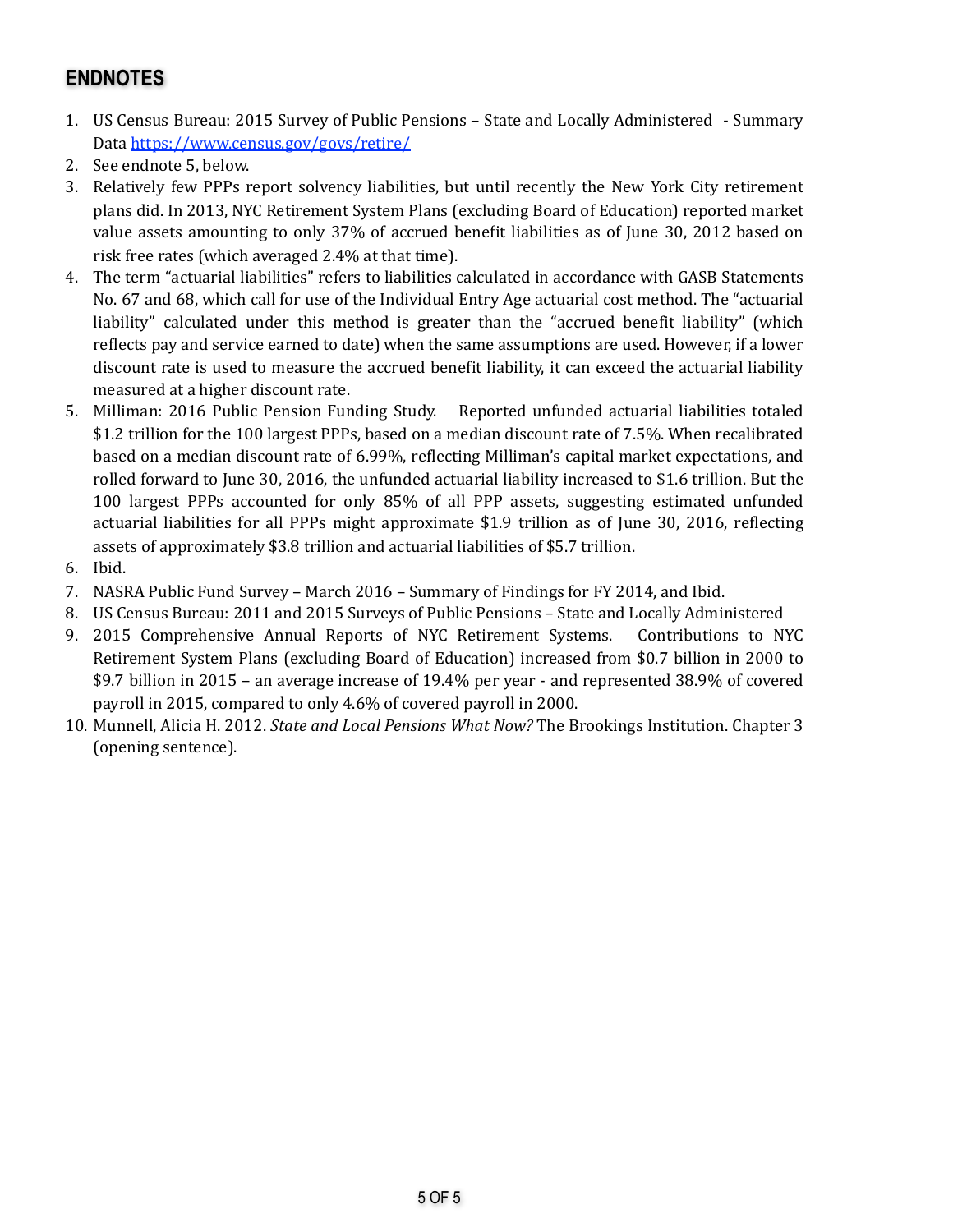## ENDNOTES

1. US Census Bureau: 2015 Survey of Public Pensions – State and Locally Administered - Summary Data [https://www.census.gov/govs/retire/](https://www.census.gov/govs/retire/)
2. See endnote 5, below.
3. Relatively few PPPs report solvency liabilities, but until recently the New York City retirement plans did. In 2013, NYC Retirement System Plans (excluding Board of Education) reported market value assets amounting to only 37% of accrued benefit liabilities as of June 30, 2012 based on risk free rates (which averaged 2.4% at that time).
4. The term "actuarial liabilities" refers to liabilities calculated in accordance with GASB Statements No. 67 and 68, which call for use of the Individual Entry Age actuarial cost method. The "actuarial liability" calculated under this method is greater than the "accrued benefit liability" (which reflects pay and service earned to date) when the same assumptions are used. However, if a lower discount rate is used to measure the accrued benefit liability, it can exceed the actuarial liability measured at a higher discount rate.
5. Milliman: 2016 Public Pension Funding Study. Reported unfunded actuarial liabilities totaled $1.2 trillion for the 100 largest PPPs, based on a median discount rate of 7.5%. When recalibrated based on a median discount rate of 6.99%, reflecting Milliman's capital market expectations, and rolled forward to June 30, 2016, the unfunded actuarial liability increased to $1.6 trillion. But the 100 largest PPPs accounted for only 85% of all PPP assets, suggesting estimated unfunded actuarial liabilities for all PPPs might approximate $1.9 trillion as of June 30, 2016, reflecting assets of approximately $3.8 trillion and actuarial liabilities of $5.7 trillion.
6. Ibid.
7. NASRA Public Fund Survey – March 2016 – Summary of Findings for FY 2014, and Ibid.
8. US Census Bureau: 2011 and 2015 Surveys of Public Pensions – State and Locally Administered
9. 2015 Comprehensive Annual Reports of NYC Retirement Systems. Contributions to NYC Retirement System Plans (excluding Board of Education) increased from $0.7 billion in 2000 to $9.7 billion in 2015 – an average increase of 19.4% per year - and represented 38.9% of covered payroll in 2015, compared to only 4.6% of covered payroll in 2000.
10. Munnell, Alicia H. 2012. *State and Local Pensions What Now?* The Brookings Institution. Chapter 3 (opening sentence).